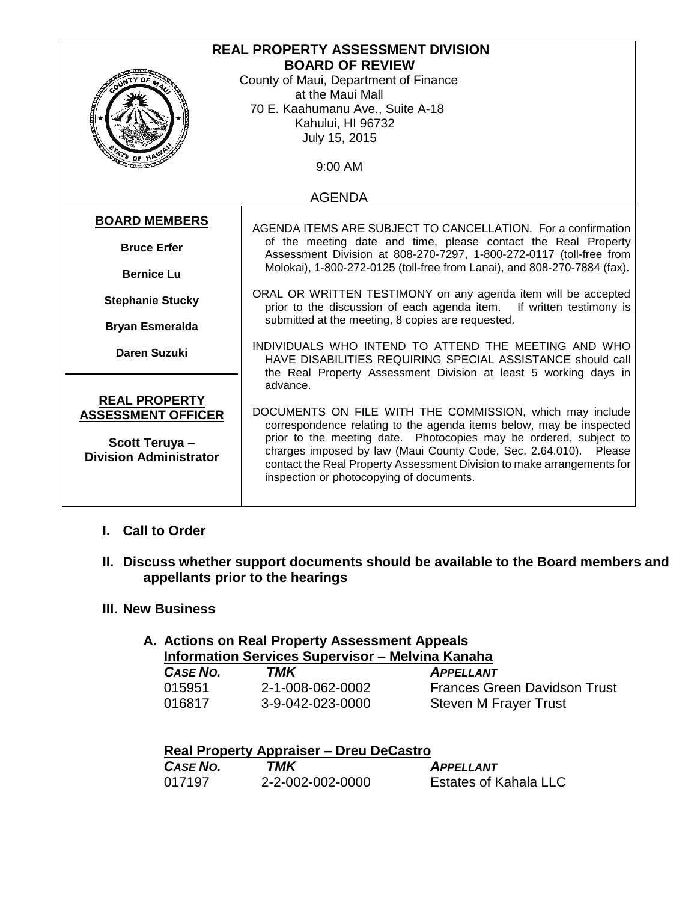# REAL PROPERTY ASSESSMENT DIVISION
## BOARD OF REVIEW

County of Maui, Department of Finance
at the Maui Mall
70 E. Kaahumanu Ave., Suite A-18
Kahului, HI 96732
July 15, 2015

9:00 AM

## AGENDA

**BOARD MEMBERS**

**Bruce Erfer**

**Bernice Lu**

**Stephanie Stucky**

**Bryan Esmeralda**

**Daren Suzuki**

**REAL PROPERTY ASSESSMENT OFFICER**

**Scott Teruya – Division Administrator**

AGENDA ITEMS ARE SUBJECT TO CANCELLATION. For a confirmation of the meeting date and time, please contact the Real Property Assessment Division at 808-270-7297, 1-800-272-0117 (toll-free from Molokai), 1-800-272-0125 (toll-free from Lanai), and 808-270-7884 (fax).

ORAL OR WRITTEN TESTIMONY on any agenda item will be accepted prior to the discussion of each agenda item. If written testimony is submitted at the meeting, 8 copies are requested.

INDIVIDUALS WHO INTEND TO ATTEND THE MEETING AND WHO HAVE DISABILITIES REQUIRING SPECIAL ASSISTANCE should call the Real Property Assessment Division at least 5 working days in advance.

DOCUMENTS ON FILE WITH THE COMMISSION, which may include correspondence relating to the agenda items below, may be inspected prior to the meeting date. Photocopies may be ordered, subject to charges imposed by law (Maui County Code, Sec. 2.64.010). Please contact the Real Property Assessment Division to make arrangements for inspection or photocopying of documents.

### I. Call to Order

### II. Discuss whether support documents should be available to the Board members and appellants prior to the hearings

### III. New Business

#### A. Actions on Real Property Assessment Appeals

**Information Services Supervisor – Melvina Kanaha**

| *CASE NO.* | *TMK* | *APPELLANT* |
|---|---|---|
| 015951 | 2-1-008-062-0002 | Frances Green Davidson Trust |
| 016817 | 3-9-042-023-0000 | Steven M Frayer Trust |

**Real Property Appraiser – Dreu DeCastro**

| *CASE NO.* | *TMK* | *APPELLANT* |
|---|---|---|
| 017197 | 2-2-002-002-0000 | Estates of Kahala LLC |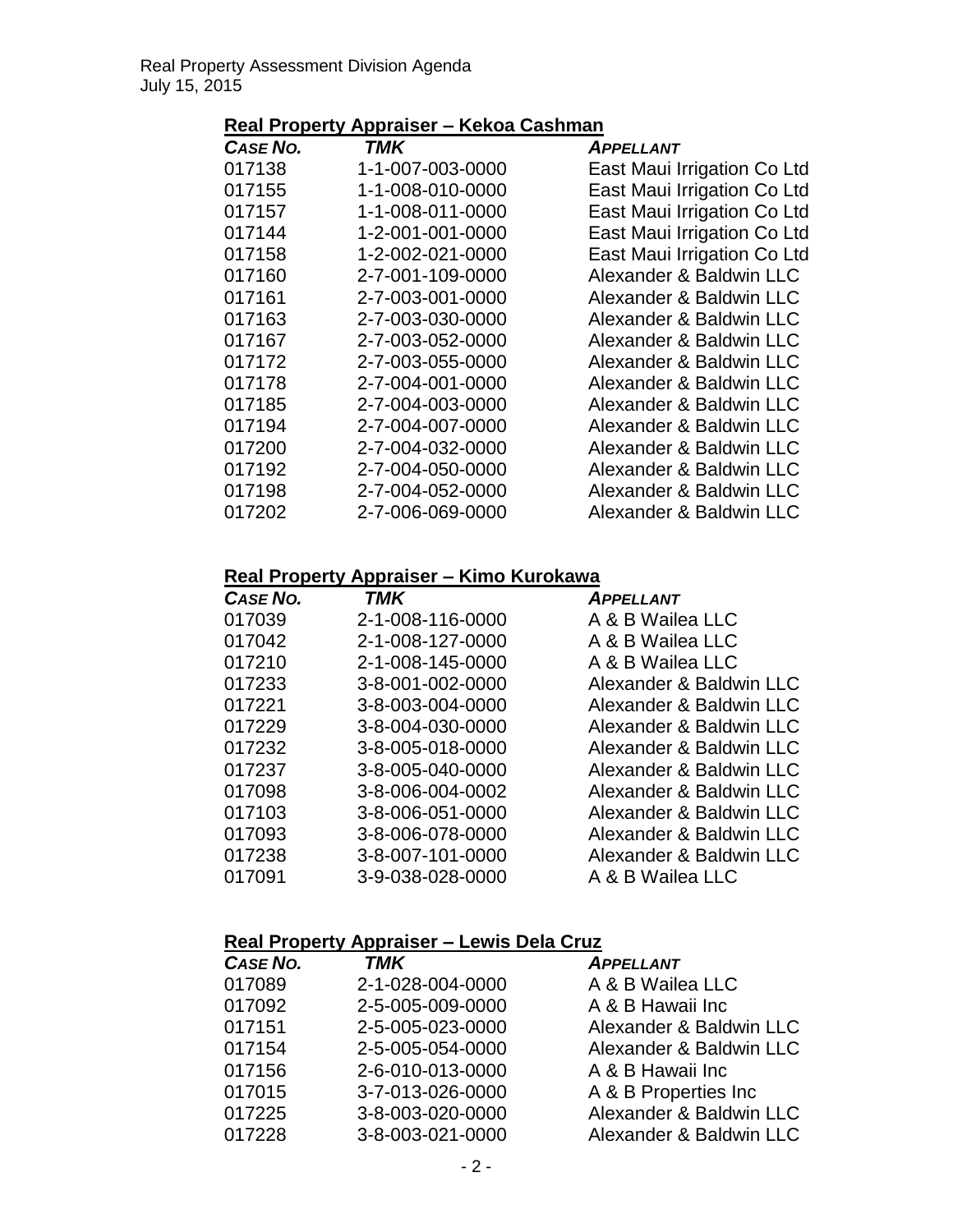## Real Property Appraiser – Kekoa Cashman

| *CASE NO.* | *TMK* | *APPELLANT* |
|---|---|---|
| 017138 | 1-1-007-003-0000 | East Maui Irrigation Co Ltd |
| 017155 | 1-1-008-010-0000 | East Maui Irrigation Co Ltd |
| 017157 | 1-1-008-011-0000 | East Maui Irrigation Co Ltd |
| 017144 | 1-2-001-001-0000 | East Maui Irrigation Co Ltd |
| 017158 | 1-2-002-021-0000 | East Maui Irrigation Co Ltd |
| 017160 | 2-7-001-109-0000 | Alexander & Baldwin LLC |
| 017161 | 2-7-003-001-0000 | Alexander & Baldwin LLC |
| 017163 | 2-7-003-030-0000 | Alexander & Baldwin LLC |
| 017167 | 2-7-003-052-0000 | Alexander & Baldwin LLC |
| 017172 | 2-7-003-055-0000 | Alexander & Baldwin LLC |
| 017178 | 2-7-004-001-0000 | Alexander & Baldwin LLC |
| 017185 | 2-7-004-003-0000 | Alexander & Baldwin LLC |
| 017194 | 2-7-004-007-0000 | Alexander & Baldwin LLC |
| 017200 | 2-7-004-032-0000 | Alexander & Baldwin LLC |
| 017192 | 2-7-004-050-0000 | Alexander & Baldwin LLC |
| 017198 | 2-7-004-052-0000 | Alexander & Baldwin LLC |
| 017202 | 2-7-006-069-0000 | Alexander & Baldwin LLC |

## Real Property Appraiser – Kimo Kurokawa

| *CASE NO.* | *TMK* | *APPELLANT* |
|---|---|---|
| 017039 | 2-1-008-116-0000 | A & B Wailea LLC |
| 017042 | 2-1-008-127-0000 | A & B Wailea LLC |
| 017210 | 2-1-008-145-0000 | A & B Wailea LLC |
| 017233 | 3-8-001-002-0000 | Alexander & Baldwin LLC |
| 017221 | 3-8-003-004-0000 | Alexander & Baldwin LLC |
| 017229 | 3-8-004-030-0000 | Alexander & Baldwin LLC |
| 017232 | 3-8-005-018-0000 | Alexander & Baldwin LLC |
| 017237 | 3-8-005-040-0000 | Alexander & Baldwin LLC |
| 017098 | 3-8-006-004-0002 | Alexander & Baldwin LLC |
| 017103 | 3-8-006-051-0000 | Alexander & Baldwin LLC |
| 017093 | 3-8-006-078-0000 | Alexander & Baldwin LLC |
| 017238 | 3-8-007-101-0000 | Alexander & Baldwin LLC |
| 017091 | 3-9-038-028-0000 | A & B Wailea LLC |

## Real Property Appraiser – Lewis Dela Cruz

| *CASE NO.* | *TMK* | *APPELLANT* |
|---|---|---|
| 017089 | 2-1-028-004-0000 | A & B Wailea LLC |
| 017092 | 2-5-005-009-0000 | A & B Hawaii Inc |
| 017151 | 2-5-005-023-0000 | Alexander & Baldwin LLC |
| 017154 | 2-5-005-054-0000 | Alexander & Baldwin LLC |
| 017156 | 2-6-010-013-0000 | A & B Hawaii Inc |
| 017015 | 3-7-013-026-0000 | A & B Properties Inc |
| 017225 | 3-8-003-020-0000 | Alexander & Baldwin LLC |
| 017228 | 3-8-003-021-0000 | Alexander & Baldwin LLC |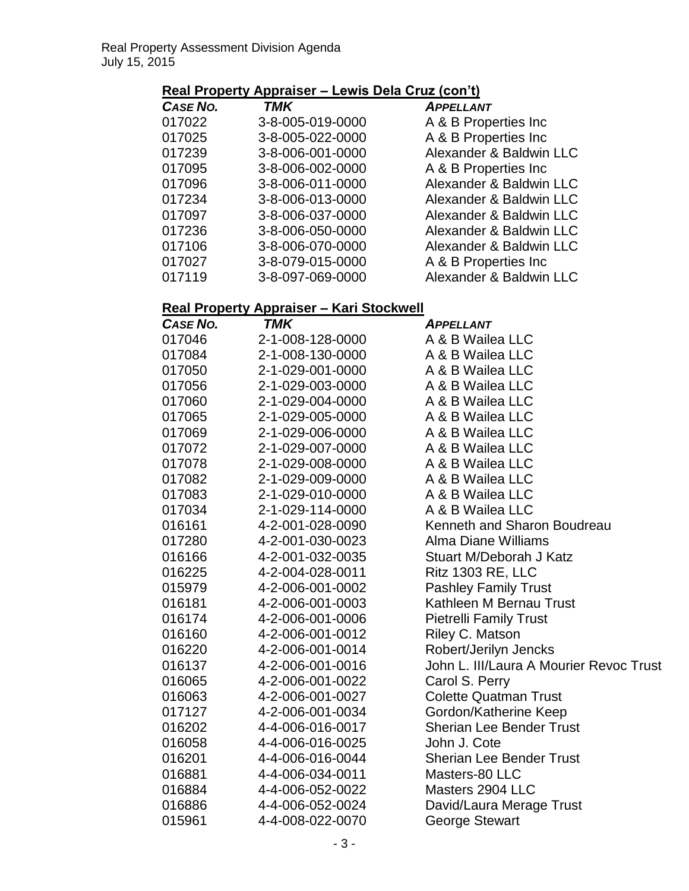## Real Property Appraiser – Lewis Dela Cruz (con't)

| CASE NO. | TMK | APPELLANT |
|---|---|---|
| 017022 | 3-8-005-019-0000 | A & B Properties Inc |
| 017025 | 3-8-005-022-0000 | A & B Properties Inc |
| 017239 | 3-8-006-001-0000 | Alexander & Baldwin LLC |
| 017095 | 3-8-006-002-0000 | A & B Properties Inc |
| 017096 | 3-8-006-011-0000 | Alexander & Baldwin LLC |
| 017234 | 3-8-006-013-0000 | Alexander & Baldwin LLC |
| 017097 | 3-8-006-037-0000 | Alexander & Baldwin LLC |
| 017236 | 3-8-006-050-0000 | Alexander & Baldwin LLC |
| 017106 | 3-8-006-070-0000 | Alexander & Baldwin LLC |
| 017027 | 3-8-079-015-0000 | A & B Properties Inc |
| 017119 | 3-8-097-069-0000 | Alexander & Baldwin LLC |

## Real Property Appraiser – Kari Stockwell

| CASE NO. | TMK | APPELLANT |
|---|---|---|
| 017046 | 2-1-008-128-0000 | A & B Wailea LLC |
| 017084 | 2-1-008-130-0000 | A & B Wailea LLC |
| 017050 | 2-1-029-001-0000 | A & B Wailea LLC |
| 017056 | 2-1-029-003-0000 | A & B Wailea LLC |
| 017060 | 2-1-029-004-0000 | A & B Wailea LLC |
| 017065 | 2-1-029-005-0000 | A & B Wailea LLC |
| 017069 | 2-1-029-006-0000 | A & B Wailea LLC |
| 017072 | 2-1-029-007-0000 | A & B Wailea LLC |
| 017078 | 2-1-029-008-0000 | A & B Wailea LLC |
| 017082 | 2-1-029-009-0000 | A & B Wailea LLC |
| 017083 | 2-1-029-010-0000 | A & B Wailea LLC |
| 017034 | 2-1-029-114-0000 | A & B Wailea LLC |
| 016161 | 4-2-001-028-0090 | Kenneth and Sharon Boudreau |
| 017280 | 4-2-001-030-0023 | Alma Diane Williams |
| 016166 | 4-2-001-032-0035 | Stuart M/Deborah J Katz |
| 016225 | 4-2-004-028-0011 | Ritz 1303 RE, LLC |
| 015979 | 4-2-006-001-0002 | Pashley Family Trust |
| 016181 | 4-2-006-001-0003 | Kathleen M Bernau Trust |
| 016174 | 4-2-006-001-0006 | Pietrelli Family Trust |
| 016160 | 4-2-006-001-0012 | Riley C. Matson |
| 016220 | 4-2-006-001-0014 | Robert/Jerilyn Jencks |
| 016137 | 4-2-006-001-0016 | John L. III/Laura A Mourier Revoc Trust |
| 016065 | 4-2-006-001-0022 | Carol S. Perry |
| 016063 | 4-2-006-001-0027 | Colette Quatman Trust |
| 017127 | 4-2-006-001-0034 | Gordon/Katherine Keep |
| 016202 | 4-4-006-016-0017 | Sherian Lee Bender Trust |
| 016058 | 4-4-006-016-0025 | John J. Cote |
| 016201 | 4-4-006-016-0044 | Sherian Lee Bender Trust |
| 016881 | 4-4-006-034-0011 | Masters-80 LLC |
| 016884 | 4-4-006-052-0022 | Masters 2904 LLC |
| 016886 | 4-4-006-052-0024 | David/Laura Merage Trust |
| 015961 | 4-4-008-022-0070 | George Stewart |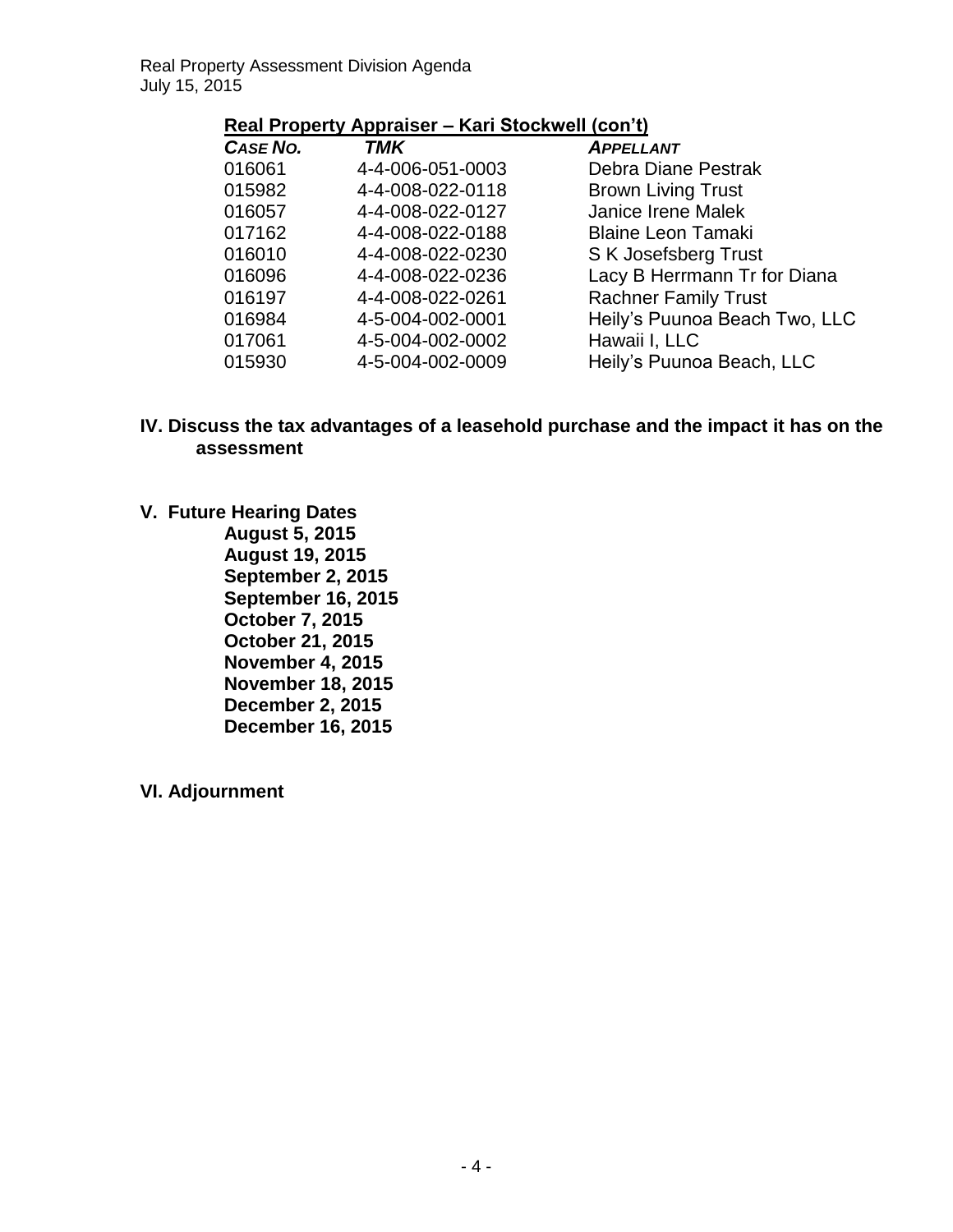**Real Property Appraiser – Kari Stockwell (con't)**

| *CASE NO.* | *TMK* | *APPELLANT* |
|---|---|---|
| 016061 | 4-4-006-051-0003 | Debra Diane Pestrak |
| 015982 | 4-4-008-022-0118 | Brown Living Trust |
| 016057 | 4-4-008-022-0127 | Janice Irene Malek |
| 017162 | 4-4-008-022-0188 | Blaine Leon Tamaki |
| 016010 | 4-4-008-022-0230 | S K Josefsberg Trust |
| 016096 | 4-4-008-022-0236 | Lacy B Herrmann Tr for Diana |
| 016197 | 4-4-008-022-0261 | Rachner Family Trust |
| 016984 | 4-5-004-002-0001 | Heily's Puunoa Beach Two, LLC |
| 017061 | 4-5-004-002-0002 | Hawaii I, LLC |
| 015930 | 4-5-004-002-0009 | Heily's Puunoa Beach, LLC |

**IV. Discuss the tax advantages of a leasehold purchase and the impact it has on the assessment**

**V. Future Hearing Dates**

**August 5, 2015**
**August 19, 2015**
**September 2, 2015**
**September 16, 2015**
**October 7, 2015**
**October 21, 2015**
**November 4, 2015**
**November 18, 2015**
**December 2, 2015**
**December 16, 2015**

**VI. Adjournment**